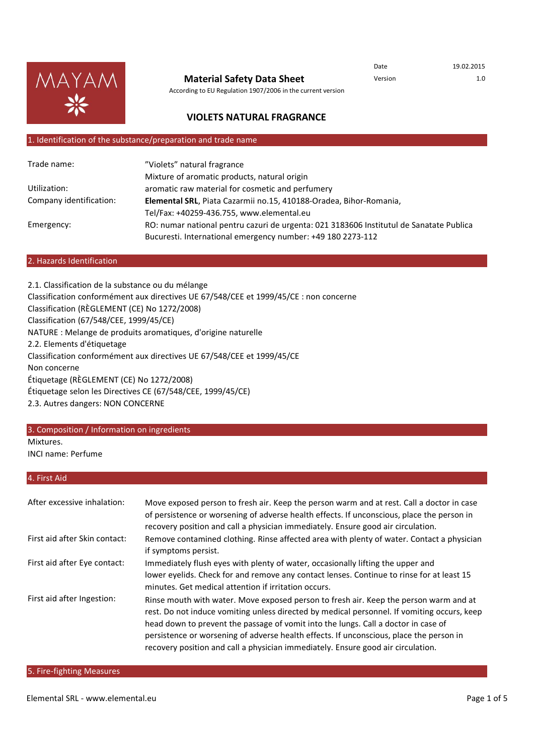MAYAM

# Material Safety Data Sheet

According to EU Regulation 1907/2006 in the current version

| Date | 19.02.2015 |
| --- | --- |
| Version | 1.0 |

## VIOLETS NATURAL FRAGRANCE

## 1. Identification of the substance/preparation and trade name

| | |
| --- | --- |
| Trade name: | ”Violets” natural fragrance<br>Mixture of aromatic products, natural origin |
| Utilization: | aromatic raw material for cosmetic and perfumery |
| Company identification: | **Elemental SRL**, Piata Cazarmii no.15, 410188-Oradea, Bihor-Romania,<br>Tel/Fax: +40259-436.755, www.elemental.eu |
| Emergency: | RO: numar national pentru cazuri de urgenta: 021 3183606 Institutul de Sanatate Publica Bucuresti. International emergency number: +49 180 2273-112 |

## 2. Hazards Identification

2.1. Classification de la substance ou du mélange
Classification conformément aux directives UE 67/548/CEE et 1999/45/CE : non concerne
Classification (RÈGLEMENT (CE) No 1272/2008)
Classification (67/548/CEE, 1999/45/CE)
NATURE : Melange de produits aromatiques, d'origine naturelle
2.2. Elements d'étiquetage
Classification conformément aux directives UE 67/548/CEE et 1999/45/CE
Non concerne
Étiquetage (RÈGLEMENT (CE) No 1272/2008)
Étiquetage selon les Directives CE (67/548/CEE, 1999/45/CE)
2.3. Autres dangers: NON CONCERNE

## 3. Composition / Information on ingredients

Mixtures.
INCI name: Perfume

## 4. First Aid

| | |
| --- | --- |
| After excessive inhalation: | Move exposed person to fresh air. Keep the person warm and at rest. Call a doctor in case of persistence or worsening of adverse health effects. If unconscious, place the person in recovery position and call a physician immediately. Ensure good air circulation. |
| First aid after Skin contact: | Remove contamined clothing. Rinse affected area with plenty of water. Contact a physician if symptoms persist. |
| First aid after Eye contact: | Immediately flush eyes with plenty of water, occasionally lifting the upper and lower eyelids. Check for and remove any contact lenses. Continue to rinse for at least 15 minutes. Get medical attention if irritation occurs. |
| First aid after Ingestion: | Rinse mouth with water. Move exposed person to fresh air. Keep the person warm and at rest. Do not induce vomiting unless directed by medical personnel. If vomiting occurs, keep head down to prevent the passage of vomit into the lungs. Call a doctor in case of persistence or worsening of adverse health effects. If unconscious, place the person in recovery position and call a physician immediately. Ensure good air circulation. |

## 5. Fire-fighting Measures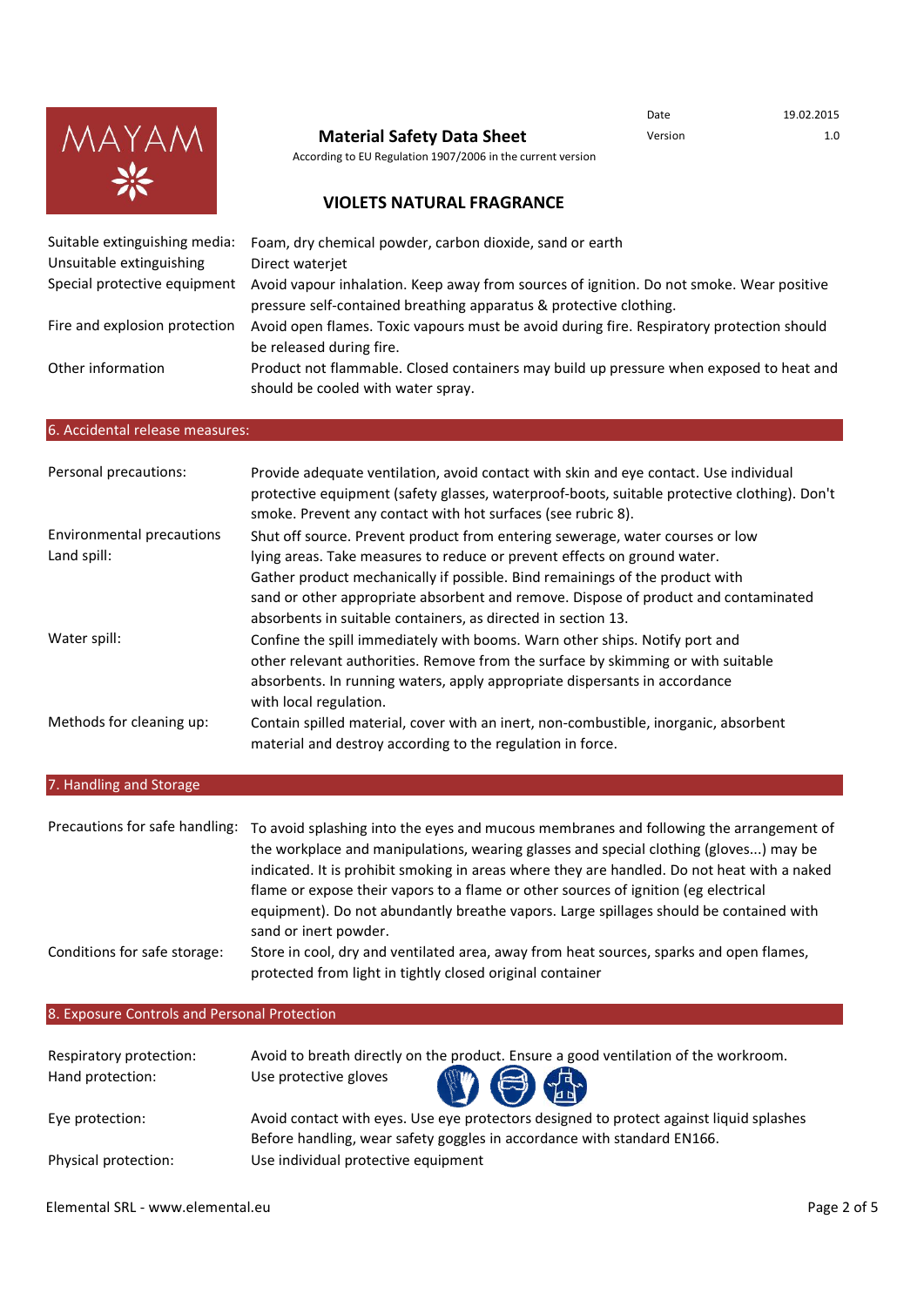| | |
|---|---|
| Suitable extinguishing media: | Foam, dry chemical powder, carbon dioxide, sand or earth |
| Unsuitable extinguishing | Direct waterjet |
| Special protective equipment | Avoid vapour inhalation. Keep away from sources of ignition. Do not smoke. Wear positive pressure self-contained breathing apparatus & protective clothing. |
| Fire and explosion protection | Avoid open flames. Toxic vapours must be avoid during fire. Respiratory protection should be released during fire. |
| Other information | Product not flammable. Closed containers may build up pressure when exposed to heat and should be cooled with water spray. |

## 6. Accidental release measures:

| | |
|---|---|
| Personal precautions: | Provide adequate ventilation, avoid contact with skin and eye contact. Use individual protective equipment (safety glasses, waterproof-boots, suitable protective clothing). Don't smoke. Prevent any contact with hot surfaces (see rubric 8). |
| Environmental precautions | Shut off source. Prevent product from entering sewerage, water courses or low lying areas. Take measures to reduce or prevent effects on ground water. |
| Land spill: | Gather product mechanically if possible. Bind remainings of the product with sand or other appropriate absorbent and remove. Dispose of product and contaminated absorbents in suitable containers, as directed in section 13. |
| Water spill: | Confine the spill immediately with booms. Warn other ships. Notify port and other relevant authorities. Remove from the surface by skimming or with suitable absorbents. In running waters, apply appropriate dispersants in accordance with local regulation. |
| Methods for cleaning up: | Contain spilled material, cover with an inert, non-combustible, inorganic, absorbent material and destroy according to the regulation in force. |

## 7. Handling and Storage

| | |
|---|---|
| Precautions for safe handling: | To avoid splashing into the eyes and mucous membranes and following the arrangement of the workplace and manipulations, wearing glasses and special clothing (gloves...) may be indicated. It is prohibit smoking in areas where they are handled. Do not heat with a naked flame or expose their vapors to a flame or other sources of ignition (eg electrical equipment). Do not abundantly breathe vapors. Large spillages should be contained with sand or inert powder. |
| Conditions for safe storage: | Store in cool, dry and ventilated area, away from heat sources, sparks and open flames, protected from light in tightly closed original container |

## 8. Exposure Controls and Personal Protection

| | |
|---|---|
| Respiratory protection: | Avoid to breath directly on the product. Ensure a good ventilation of the workroom. |
| Hand protection: | Use protective gloves |
| Eye protection: | Avoid contact with eyes. Use eye protectors designed to protect against liquid splashes Before handling, wear safety goggles in accordance with standard EN166. |
| Physical protection: | Use individual protective equipment |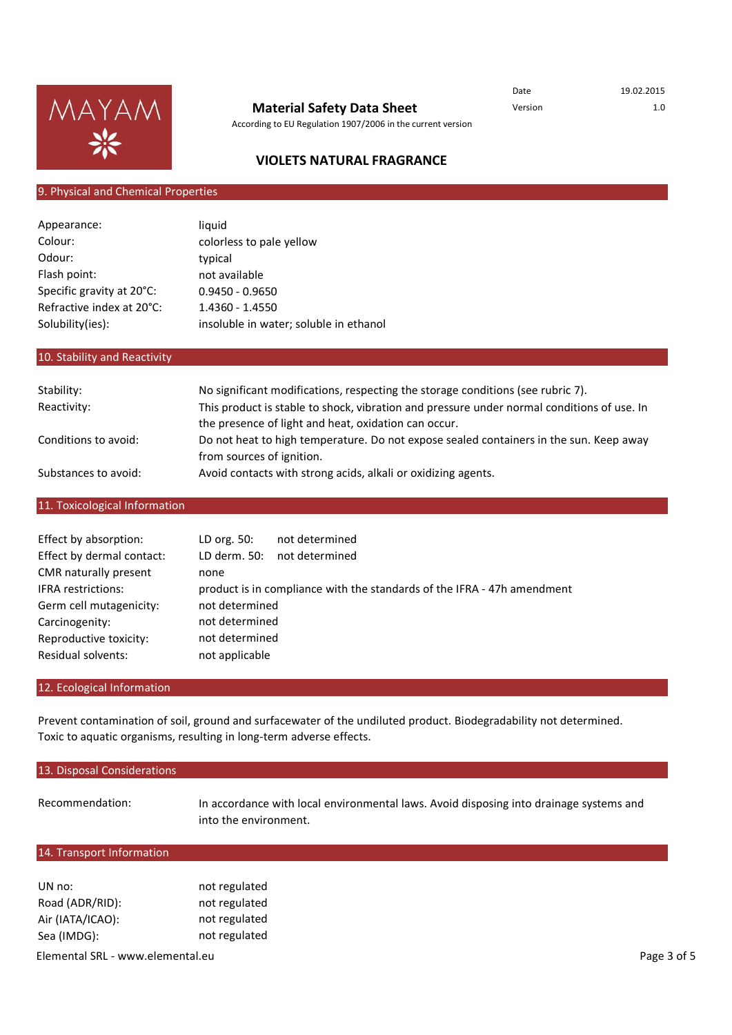# Material Safety Data Sheet

According to EU Regulation 1907/2006 in the current version

| Date | 19.02.2015 |
|---|---|
| Version | 1.0 |

## VIOLETS NATURAL FRAGRANCE

## 9. Physical and Chemical Properties

| | |
|---|---|
| Appearance: | liquid |
| Colour: | colorless to pale yellow |
| Odour: | typical |
| Flash point: | not available |
| Specific gravity at 20°C: | 0.9450 - 0.9650 |
| Refractive index at 20°C: | 1.4360 - 1.4550 |
| Solubility(ies): | insoluble in water; soluble in ethanol |

## 10. Stability and Reactivity

| | |
|---|---|
| Stability: | No significant modifications, respecting the storage conditions (see rubric 7). |
| Reactivity: | This product is stable to shock, vibration and pressure under normal conditions of use. In the presence of light and heat, oxidation can occur. |
| Conditions to avoid: | Do not heat to high temperature. Do not expose sealed containers in the sun. Keep away from sources of ignition. |
| Substances to avoid: | Avoid contacts with strong acids, alkali or oxidizing agents. |

## 11. Toxicological Information

| | |
|---|---|
| Effect by absorption: | LD org. 50: not determined |
| Effect by dermal contact: | LD derm. 50: not determined |
| CMR naturally present | none |
| IFRA restrictions: | product is in compliance with the standards of the IFRA - 47h amendment |
| Germ cell mutagenicity: | not determined |
| Carcinogenity: | not determined |
| Reproductive toxicity: | not determined |
| Residual solvents: | not applicable |

## 12. Ecological Information

Prevent contamination of soil, ground and surfacewater of the undiluted product. Biodegradability not determined. Toxic to aquatic organisms, resulting in long-term adverse effects.

## 13. Disposal Considerations

| | |
|---|---|
| Recommendation: | In accordance with local environmental laws. Avoid disposing into drainage systems and into the environment. |

## 14. Transport Information

| | |
|---|---|
| UN no: | not regulated |
| Road (ADR/RID): | not regulated |
| Air (IATA/ICAO): | not regulated |
| Sea (IMDG): | not regulated |

Elemental SRL - www.elemental.eu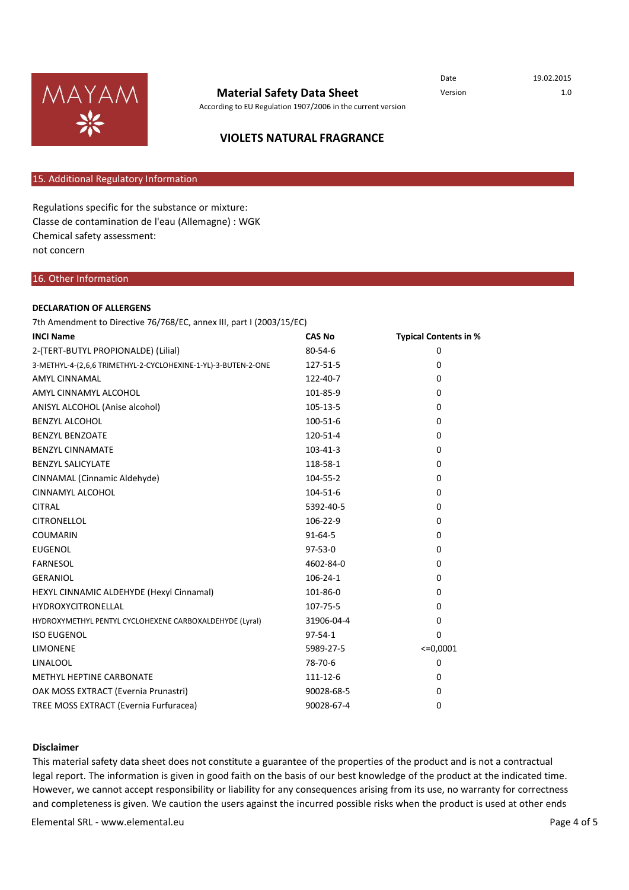# VIOLETS NATURAL FRAGRANCE

## 15. Additional Regulatory Information

Regulations specific for the substance or mixture:
Classe de contamination de l'eau (Allemagne) : WGK
Chemical safety assessment:
not concern

## 16. Other Information

**DECLARATION OF ALLERGENS**

7th Amendment to Directive 76/768/EC, annex III, part I (2003/15/EC)

| INCI Name | CAS No | Typical Contents in % |
|---|---|---|
| 2-(TERT-BUTYL PROPIONALDE) (Lilial) | 80-54-6 | 0 |
| 3-METHYL-4-(2,6,6 TRIMETHYL-2-CYCLOHEXINE-1-YL)-3-BUTEN-2-ONE | 127-51-5 | 0 |
| AMYL CINNAMAL | 122-40-7 | 0 |
| AMYL CINNAMYL ALCOHOL | 101-85-9 | 0 |
| ANISYL ALCOHOL (Anise alcohol) | 105-13-5 | 0 |
| BENZYL ALCOHOL | 100-51-6 | 0 |
| BENZYL BENZOATE | 120-51-4 | 0 |
| BENZYL CINNAMATE | 103-41-3 | 0 |
| BENZYL SALICYLATE | 118-58-1 | 0 |
| CINNAMAL (Cinnamic Aldehyde) | 104-55-2 | 0 |
| CINNAMYL ALCOHOL | 104-51-6 | 0 |
| CITRAL | 5392-40-5 | 0 |
| CITRONELLOL | 106-22-9 | 0 |
| COUMARIN | 91-64-5 | 0 |
| EUGENOL | 97-53-0 | 0 |
| FARNESOL | 4602-84-0 | 0 |
| GERANIOL | 106-24-1 | 0 |
| HEXYL CINNAMIC ALDEHYDE (Hexyl Cinnamal) | 101-86-0 | 0 |
| HYDROXYCITRONELLAL | 107-75-5 | 0 |
| HYDROXYMETHYL PENTYL CYCLOHEXENE CARBOXALDEHYDE (Lyral) | 31906-04-4 | 0 |
| ISO EUGENOL | 97-54-1 | 0 |
| LIMONENE | 5989-27-5 | <=0,0001 |
| LINALOOL | 78-70-6 | 0 |
| METHYL HEPTINE CARBONATE | 111-12-6 | 0 |
| OAK MOSS EXTRACT (Evernia Prunastri) | 90028-68-5 | 0 |
| TREE MOSS EXTRACT (Evernia Furfuracea) | 90028-67-4 | 0 |

**Disclaimer**

This material safety data sheet does not constitute a guarantee of the properties of the product and is not a contractual legal report. The information is given in good faith on the basis of our best knowledge of the product at the indicated time. However, we cannot accept responsibility or liability for any consequences arising from its use, no warranty for correctness and completeness is given. We caution the users against the incurred possible risks when the product is used at other ends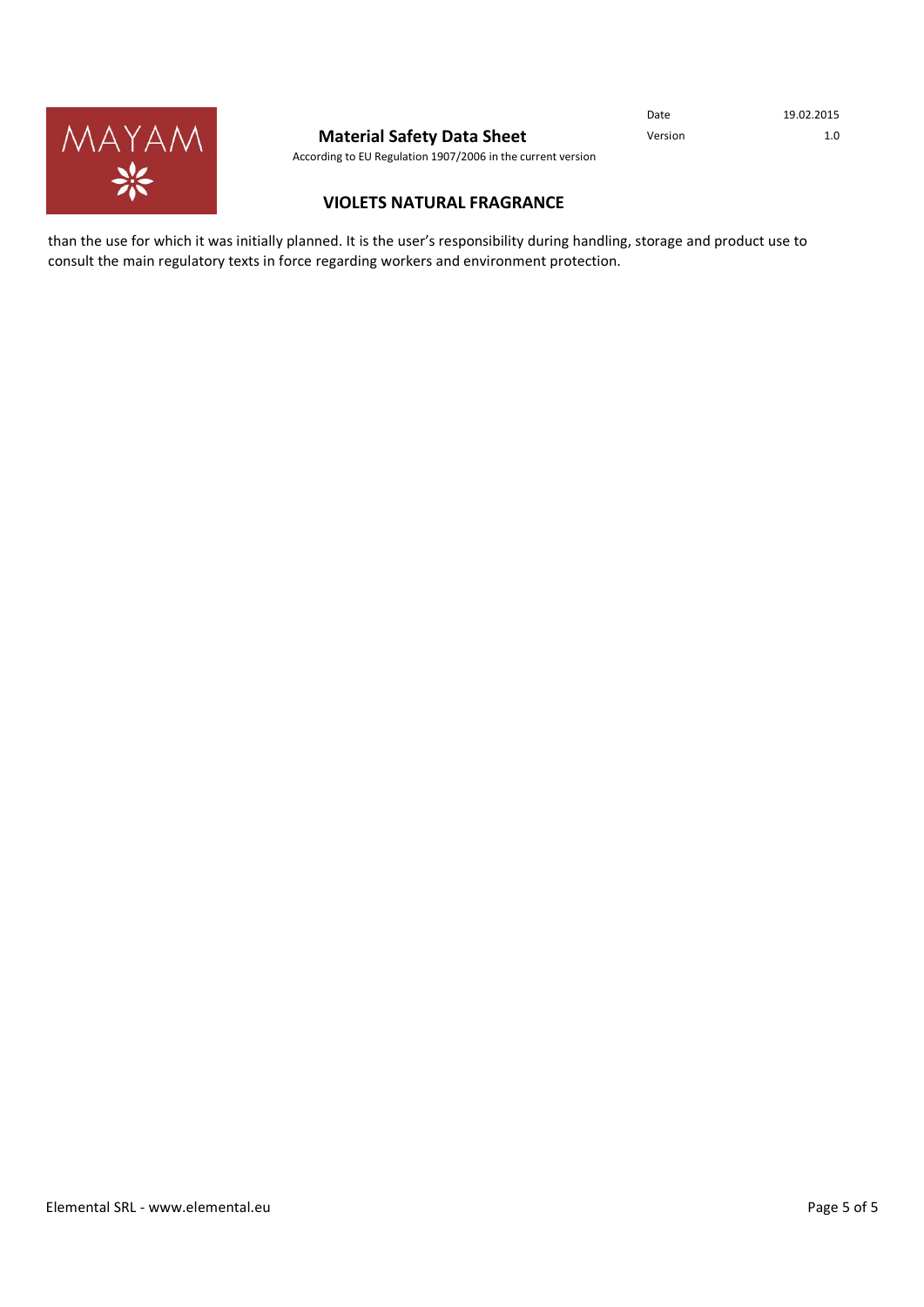than the use for which it was initially planned. It is the user's responsibility during handling, storage and product use to consult the main regulatory texts in force regarding workers and environment protection.